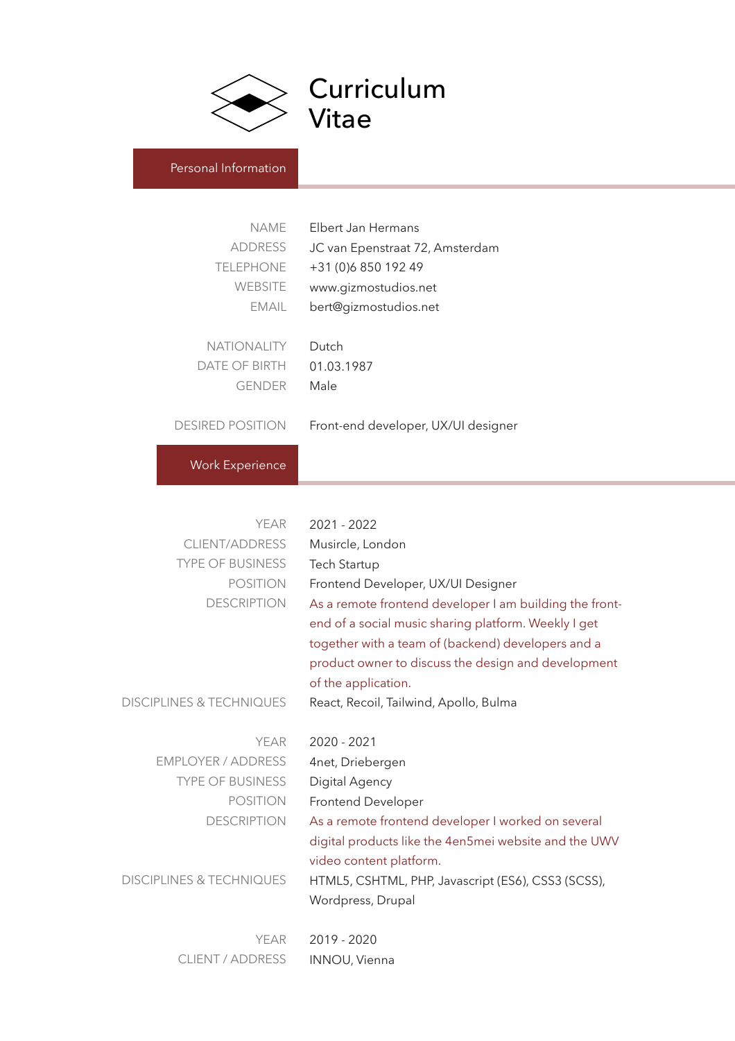# Curriculum Vitae

## Personal Information

| | |
|---|---|
| NAME | Elbert Jan Hermans |
| ADDRESS | JC van Epenstraat 72, Amsterdam |
| TELEPHONE | +31 (0)6 850 192 49 |
| WEBSITE | www.gizmostudios.net |
| EMAIL | bert@gizmostudios.net |
| NATIONALITY | Dutch |
| DATE OF BIRTH | 01.03.1987 |
| GENDER | Male |
| DESIRED POSITION | Front-end developer, UX/UI designer |

## Work Experience

| | |
|---|---|
| YEAR | 2021 - 2022 |
| CLIENT/ADDRESS | Musircle, London |
| TYPE OF BUSINESS | Tech Startup |
| POSITION | Frontend Developer, UX/UI Designer |
| DESCRIPTION | As a remote frontend developer I am building the front-end of a social music sharing platform. Weekly I get together with a team of (backend) developers and a product owner to discuss the design and development of the application. |
| DISCIPLINES & TECHNIQUES | React, Recoil, Tailwind, Apollo, Bulma |

| | |
|---|---|
| YEAR | 2020 - 2021 |
| EMPLOYER / ADDRESS | 4net, Driebergen |
| TYPE OF BUSINESS | Digital Agency |
| POSITION | Frontend Developer |
| DESCRIPTION | As a remote frontend developer I worked on several digital products like the 4en5mei website and the UWV video content platform. |
| DISCIPLINES & TECHNIQUES | HTML5, CSHTML, PHP, Javascript (ES6), CSS3 (SCSS), Wordpress, Drupal |

| | |
|---|---|
| YEAR | 2019 - 2020 |
| CLIENT / ADDRESS | INNOU, Vienna |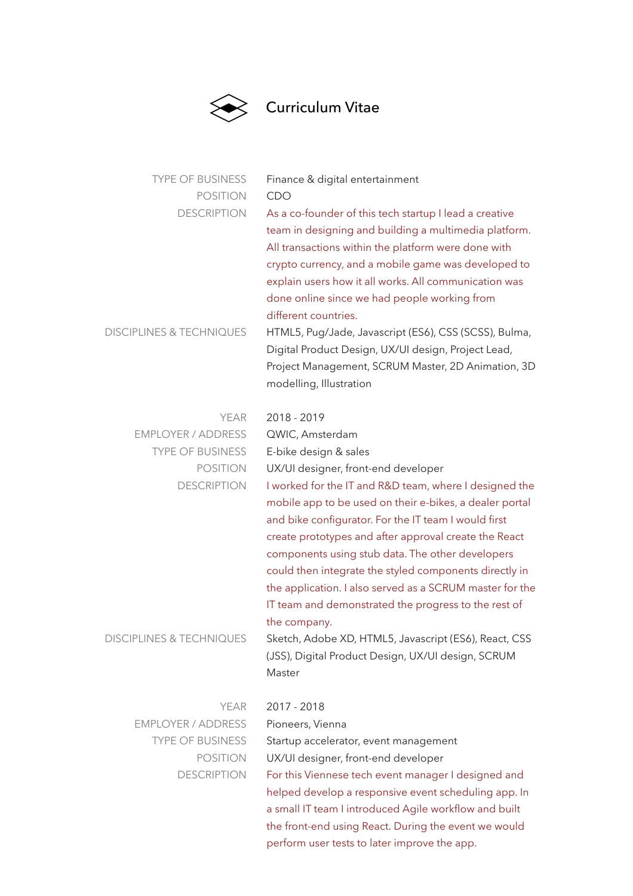# Curriculum Vitae

| | |
|---|---|
| TYPE OF BUSINESS | Finance & digital entertainment |
| POSITION | CDO |
| DESCRIPTION | As a co-founder of this tech startup I lead a creative team in designing and building a multimedia platform. All transactions within the platform were done with crypto currency, and a mobile game was developed to explain users how it all works. All communication was done online since we had people working from different countries. |
| DISCIPLINES & TECHNIQUES | HTML5, Pug/Jade, Javascript (ES6), CSS (SCSS), Bulma, Digital Product Design, UX/UI design, Project Lead, Project Management, SCRUM Master, 2D Animation, 3D modelling, Illustration |

| | |
|---|---|
| YEAR | 2018 - 2019 |
| EMPLOYER / ADDRESS | QWIC, Amsterdam |
| TYPE OF BUSINESS | E-bike design & sales |
| POSITION | UX/UI designer, front-end developer |
| DESCRIPTION | I worked for the IT and R&D team, where I designed the mobile app to be used on their e-bikes, a dealer portal and bike configurator. For the IT team I would first create prototypes and after approval create the React components using stub data. The other developers could then integrate the styled components directly in the application. I also served as a SCRUM master for the IT team and demonstrated the progress to the rest of the company. |
| DISCIPLINES & TECHNIQUES | Sketch, Adobe XD, HTML5, Javascript (ES6), React, CSS (JSS), Digital Product Design, UX/UI design, SCRUM Master |

| | |
|---|---|
| YEAR | 2017 - 2018 |
| EMPLOYER / ADDRESS | Pioneers, Vienna |
| TYPE OF BUSINESS | Startup accelerator, event management |
| POSITION | UX/UI designer, front-end developer |
| DESCRIPTION | For this Viennese tech event manager I designed and helped develop a responsive event scheduling app. In a small IT team I introduced Agile workflow and built the front-end using React. During the event we would perform user tests to later improve the app. |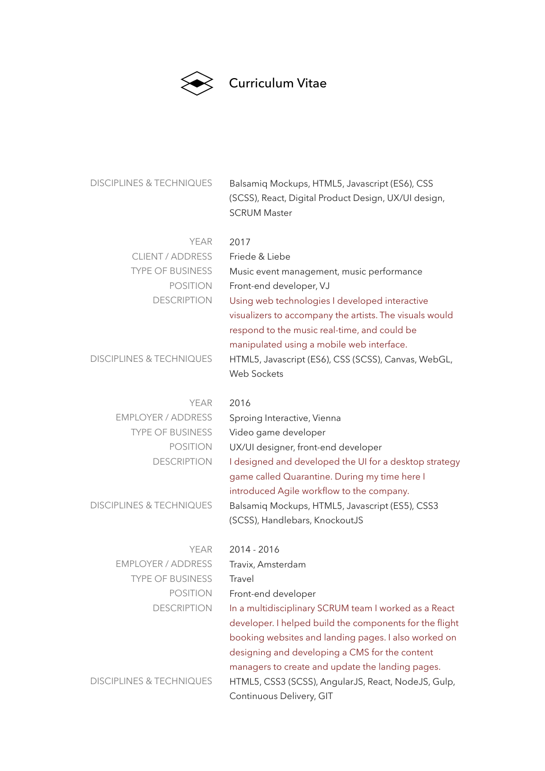# Curriculum Vitae

| | |
|---|---|
| DISCIPLINES & TECHNIQUES | Balsamiq Mockups, HTML5, Javascript (ES6), CSS (SCSS), React, Digital Product Design, UX/UI design, SCRUM Master |

| | |
|---|---|
| YEAR | 2017 |
| CLIENT / ADDRESS | Friede & Liebe |
| TYPE OF BUSINESS | Music event management, music performance |
| POSITION | Front-end developer, VJ |
| DESCRIPTION | Using web technologies I developed interactive visualizers to accompany the artists. The visuals would respond to the music real-time, and could be manipulated using a mobile web interface. |
| DISCIPLINES & TECHNIQUES | HTML5, Javascript (ES6), CSS (SCSS), Canvas, WebGL, Web Sockets |

| | |
|---|---|
| YEAR | 2016 |
| EMPLOYER / ADDRESS | Sproing Interactive, Vienna |
| TYPE OF BUSINESS | Video game developer |
| POSITION | UX/UI designer, front-end developer |
| DESCRIPTION | I designed and developed the UI for a desktop strategy game called Quarantine. During my time here I introduced Agile workflow to the company. |
| DISCIPLINES & TECHNIQUES | Balsamiq Mockups, HTML5, Javascript (ES5), CSS3 (SCSS), Handlebars, KnockoutJS |

| | |
|---|---|
| YEAR | 2014 - 2016 |
| EMPLOYER / ADDRESS | Travix, Amsterdam |
| TYPE OF BUSINESS | Travel |
| POSITION | Front-end developer |
| DESCRIPTION | In a multidisciplinary SCRUM team I worked as a React developer. I helped build the components for the flight booking websites and landing pages. I also worked on designing and developing a CMS for the content managers to create and update the landing pages. |
| DISCIPLINES & TECHNIQUES | HTML5, CSS3 (SCSS), AngularJS, React, NodeJS, Gulp, Continuous Delivery, GIT |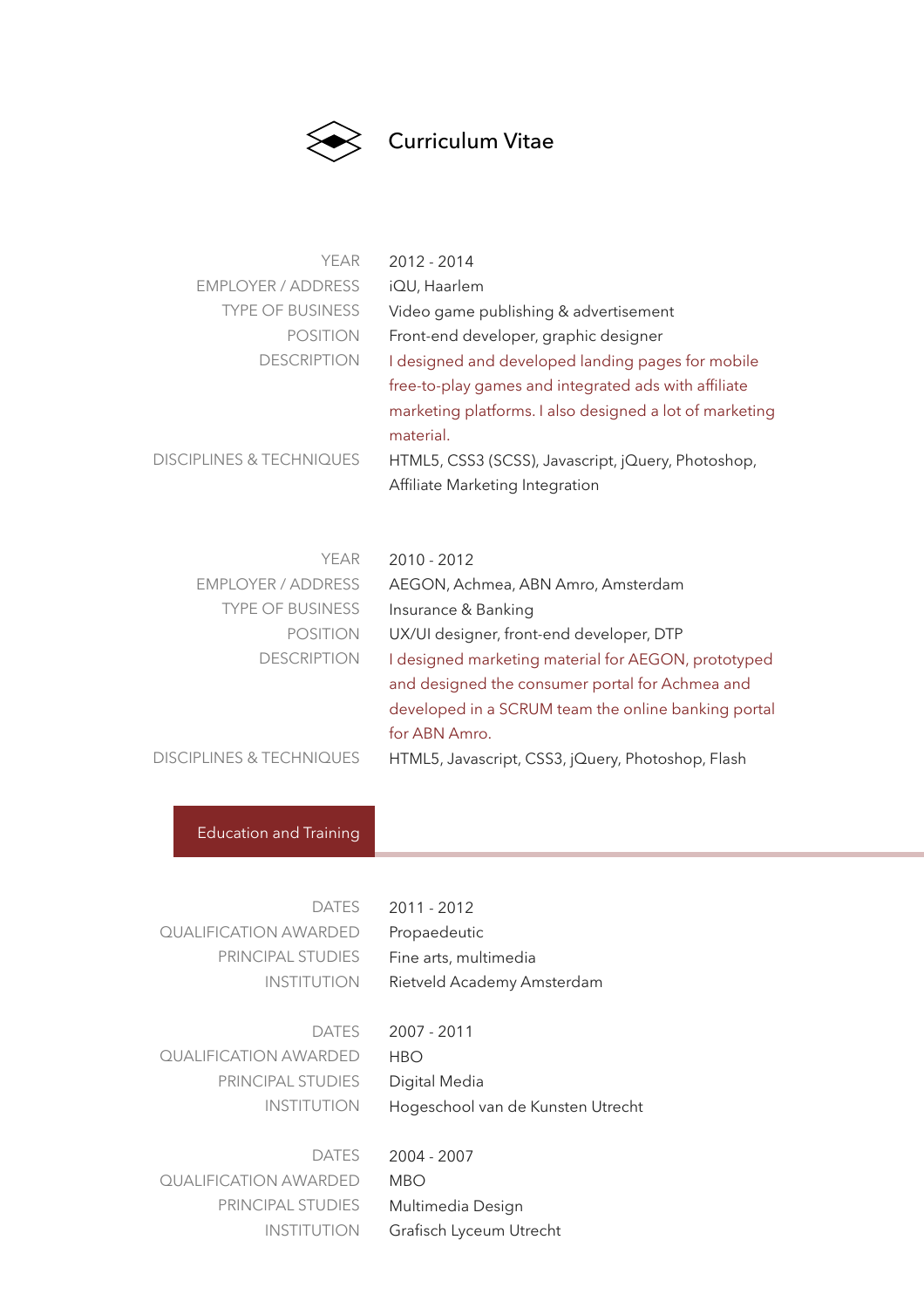# Curriculum Vitae

| | |
|---|---|
| YEAR | 2012 - 2014 |
| EMPLOYER / ADDRESS | iQU, Haarlem |
| TYPE OF BUSINESS | Video game publishing & advertisement |
| POSITION | Front-end developer, graphic designer |
| DESCRIPTION | I designed and developed landing pages for mobile free-to-play games and integrated ads with affiliate marketing platforms. I also designed a lot of marketing material. |
| DISCIPLINES & TECHNIQUES | HTML5, CSS3 (SCSS), Javascript, jQuery, Photoshop, Affiliate Marketing Integration |

| | |
|---|---|
| YEAR | 2010 - 2012 |
| EMPLOYER / ADDRESS | AEGON, Achmea, ABN Amro, Amsterdam |
| TYPE OF BUSINESS | Insurance & Banking |
| POSITION | UX/UI designer, front-end developer, DTP |
| DESCRIPTION | I designed marketing material for AEGON, prototyped and designed the consumer portal for Achmea and developed in a SCRUM team the online banking portal for ABN Amro. |
| DISCIPLINES & TECHNIQUES | HTML5, Javascript, CSS3, jQuery, Photoshop, Flash |

## Education and Training

| | |
|---|---|
| DATES | 2011 - 2012 |
| QUALIFICATION AWARDED | Propaedeutic |
| PRINCIPAL STUDIES | Fine arts, multimedia |
| INSTITUTION | Rietveld Academy Amsterdam |

| | |
|---|---|
| DATES | 2007 - 2011 |
| QUALIFICATION AWARDED | HBO |
| PRINCIPAL STUDIES | Digital Media |
| INSTITUTION | Hogeschool van de Kunsten Utrecht |

| | |
|---|---|
| DATES | 2004 - 2007 |
| QUALIFICATION AWARDED | MBO |
| PRINCIPAL STUDIES | Multimedia Design |
| INSTITUTION | Grafisch Lyceum Utrecht |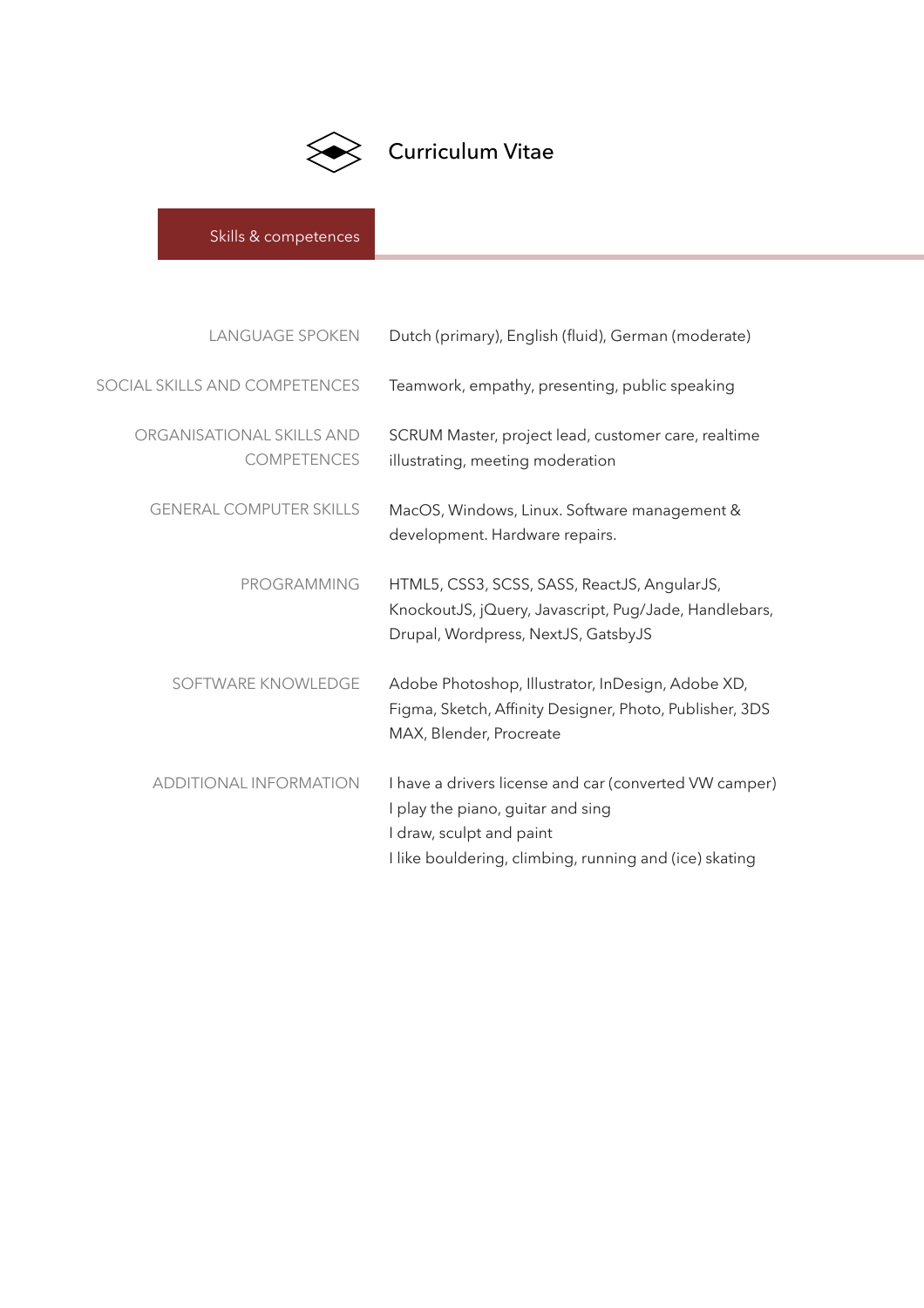# Curriculum Vitae

## Skills & competences

| | |
|---|---|
| LANGUAGE SPOKEN | Dutch (primary), English (fluid), German (moderate) |
| SOCIAL SKILLS AND COMPETENCES | Teamwork, empathy, presenting, public speaking |
| ORGANISATIONAL SKILLS AND COMPETENCES | SCRUM Master, project lead, customer care, realtime illustrating, meeting moderation |
| GENERAL COMPUTER SKILLS | MacOS, Windows, Linux. Software management & development. Hardware repairs. |
| PROGRAMMING | HTML5, CSS3, SCSS, SASS, ReactJS, AngularJS, KnockoutJS, jQuery, Javascript, Pug/Jade, Handlebars, Drupal, Wordpress, NextJS, GatsbyJS |
| SOFTWARE KNOWLEDGE | Adobe Photoshop, Illustrator, InDesign, Adobe XD, Figma, Sketch, Affinity Designer, Photo, Publisher, 3DS MAX, Blender, Procreate |
| ADDITIONAL INFORMATION | I have a drivers license and car (converted VW camper)<br>I play the piano, guitar and sing<br>I draw, sculpt and paint<br>I like bouldering, climbing, running and (ice) skating |